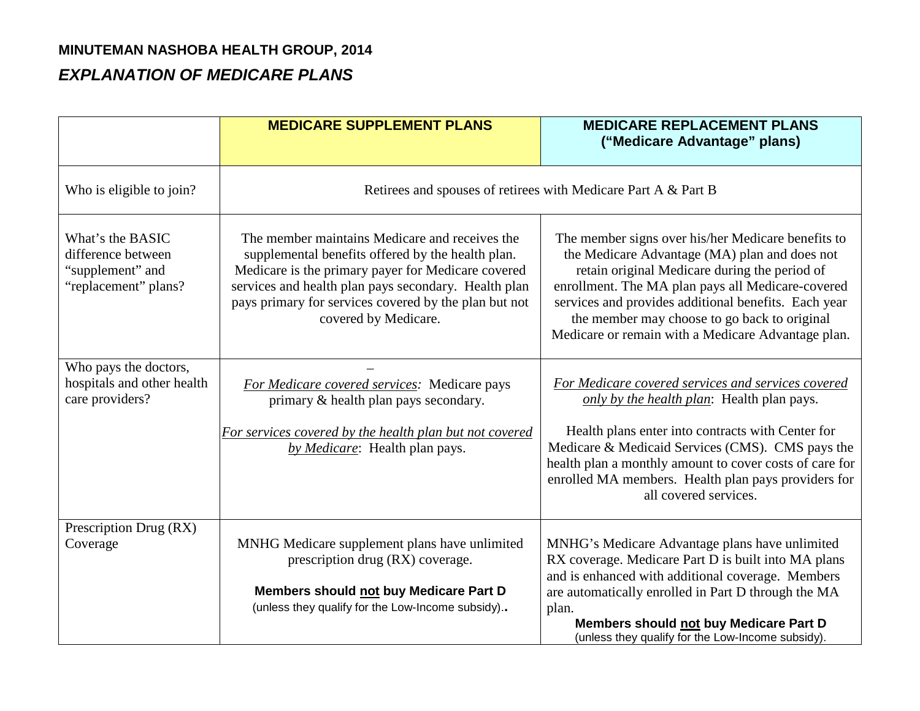**MINUTEMAN NASHOBA HEALTH GROUP, 2014**

***EXPLANATION OF MEDICARE PLANS***

| | **MEDICARE SUPPLEMENT PLANS** | **MEDICARE REPLACEMENT PLANS ("Medicare Advantage" plans)** |
|---|---|---|
| Who is eligible to join? | Retirees and spouses of retirees with Medicare Part A & Part B | |
| What's the BASIC difference between "supplement" and "replacement" plans? | The member maintains Medicare and receives the supplemental benefits offered by the health plan. Medicare is the primary payer for Medicare covered services and health plan pays secondary. Health plan pays primary for services covered by the plan but not covered by Medicare. | The member signs over his/her Medicare benefits to the Medicare Advantage (MA) plan and does not retain original Medicare during the period of enrollment. The MA plan pays all Medicare-covered services and provides additional benefits. Each year the member may choose to go back to original Medicare or remain with a Medicare Advantage plan. |
| Who pays the doctors, hospitals and other health care providers? | – <br>*For Medicare covered services:* Medicare pays primary & health plan pays secondary.<br><br>*For services covered by the health plan but not covered by Medicare*: Health plan pays. | *For Medicare covered services and services covered only by the health plan*: Health plan pays.<br><br>Health plans enter into contracts with Center for Medicare & Medicaid Services (CMS). CMS pays the health plan a monthly amount to cover costs of care for enrolled MA members. Health plan pays providers for all covered services. |
| Prescription Drug (RX) Coverage | MNHG Medicare supplement plans have unlimited prescription drug (RX) coverage.<br><br>**Members should not buy Medicare Part D** (unless they qualify for the Low-Income subsidy).. | MNHG's Medicare Advantage plans have unlimited RX coverage. Medicare Part D is built into MA plans and is enhanced with additional coverage. Members are automatically enrolled in Part D through the MA plan.<br>**Members should not buy Medicare Part D** (unless they qualify for the Low-Income subsidy). |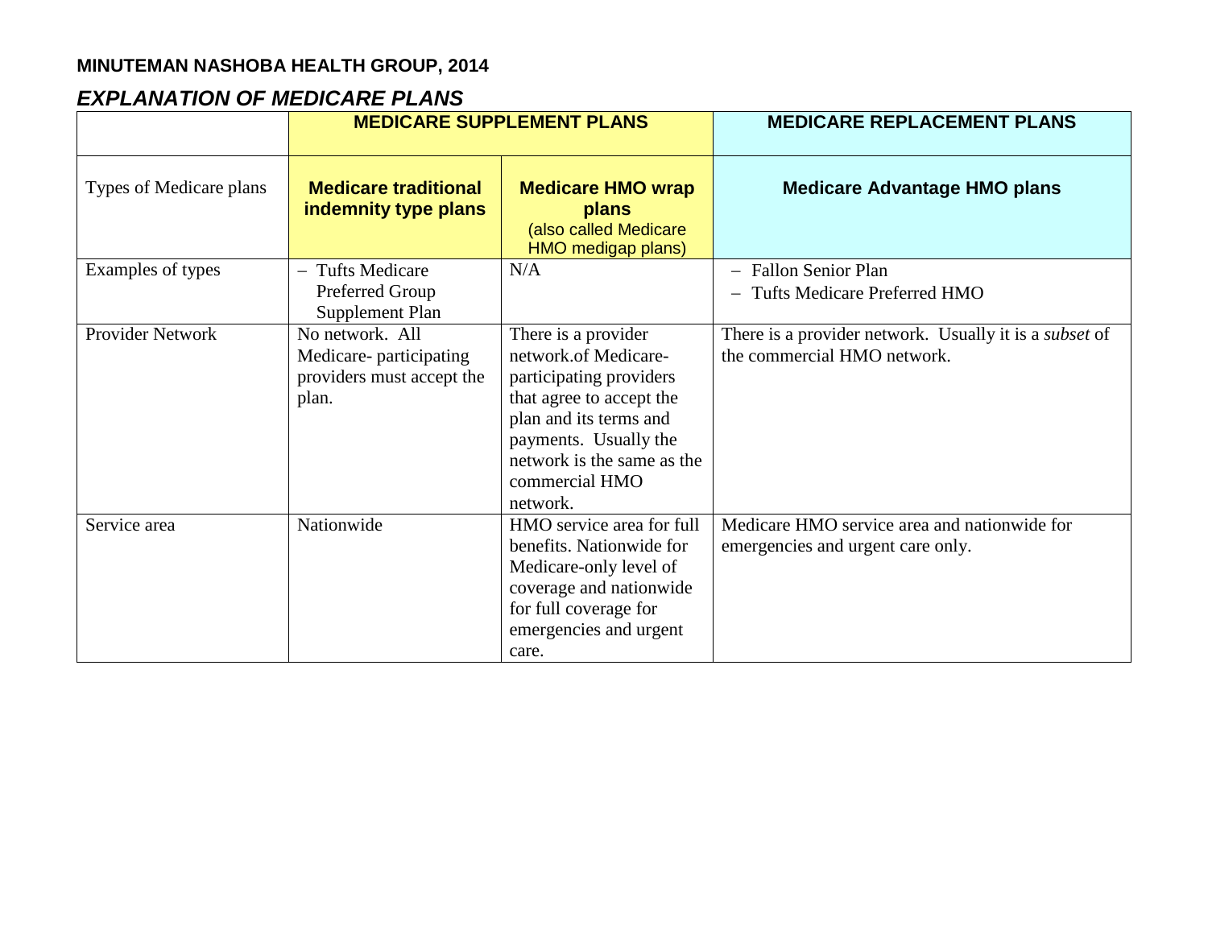**MINUTEMAN NASHOBA HEALTH GROUP, 2014**

## *EXPLANATION OF MEDICARE PLANS*

| | **MEDICARE SUPPLEMENT PLANS** | | **MEDICARE REPLACEMENT PLANS** |
|---|---|---|---|
| Types of Medicare plans | **Medicare traditional indemnity type plans** | **Medicare HMO wrap plans** (also called Medicare HMO medigap plans) | **Medicare Advantage HMO plans** |
| Examples of types | – Tufts Medicare Preferred Group Supplement Plan | N/A | – Fallon Senior Plan<br>– Tufts Medicare Preferred HMO |
| Provider Network | No network. All Medicare- participating providers must accept the plan. | There is a provider network.of Medicare-participating providers that agree to accept the plan and its terms and payments. Usually the network is the same as the commercial HMO network. | There is a provider network. Usually it is a *subset* of the commercial HMO network. |
| Service area | Nationwide | HMO service area for full benefits. Nationwide for Medicare-only level of coverage and nationwide for full coverage for emergencies and urgent care. | Medicare HMO service area and nationwide for emergencies and urgent care only. |